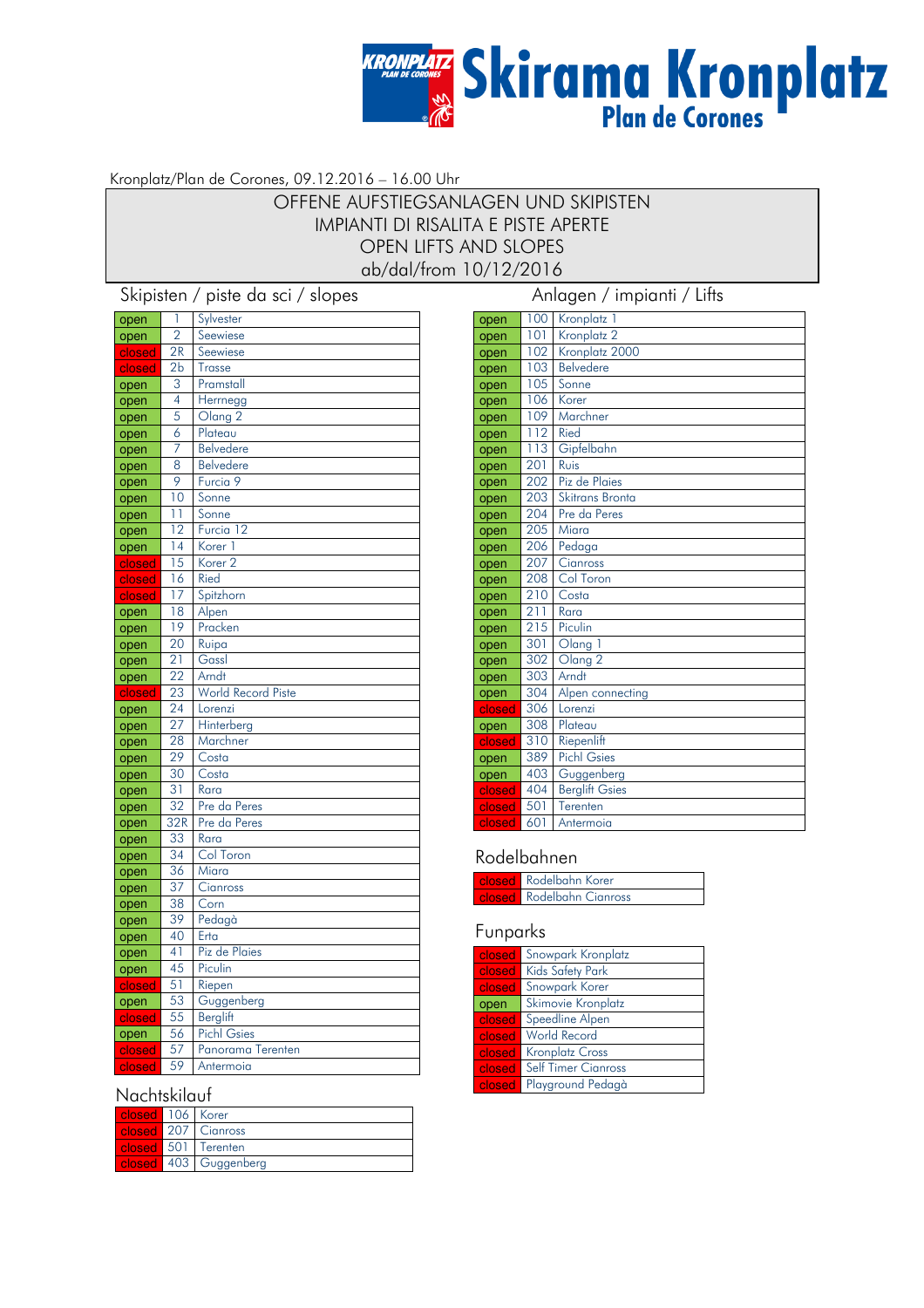# Skirama Kronplatz
## Plan de Corones

Kronplatz/Plan de Corones, 09.12.2016 – 16.00 Uhr

**OFFENE AUFSTIEGSANLAGEN UND SKIPISTEN**
**IMPIANTI DI RISALITA E PISTE APERTE**
**OPEN LIFTS AND SLOPES**
**ab/dal/from 10/12/2016**

## Skipisten / piste da sci / slopes

| Status | Nr. | Name |
|---|---|---|
| open | 1 | Sylvester |
| open | 2 | Seewiese |
| closed | 2R | Seewiese |
| closed | 2b | Trasse |
| open | 3 | Pramstall |
| open | 4 | Herrnegg |
| open | 5 | Olang 2 |
| open | 6 | Plateau |
| open | 7 | Belvedere |
| open | 8 | Belvedere |
| open | 9 | Furcia 9 |
| open | 10 | Sonne |
| open | 11 | Sonne |
| open | 12 | Furcia 12 |
| open | 14 | Korer 1 |
| closed | 15 | Korer 2 |
| closed | 16 | Ried |
| closed | 17 | Spitzhorn |
| open | 18 | Alpen |
| open | 19 | Pracken |
| open | 20 | Ruipa |
| open | 21 | Gassl |
| open | 22 | Arndt |
| closed | 23 | World Record Piste |
| open | 24 | Lorenzi |
| open | 27 | Hinterberg |
| open | 28 | Marchner |
| open | 29 | Costa |
| open | 30 | Costa |
| open | 31 | Rara |
| open | 32 | Pre da Peres |
| open | 32R | Pre da Peres |
| open | 33 | Rara |
| open | 34 | Col Toron |
| open | 36 | Miara |
| open | 37 | Cianross |
| open | 38 | Corn |
| open | 39 | Pedagà |
| open | 40 | Erta |
| open | 41 | Piz de Plaies |
| open | 45 | Piculin |
| closed | 51 | Riepen |
| open | 53 | Guggenberg |
| closed | 55 | Berglift |
| open | 56 | Pichl Gsies |
| closed | 57 | Panorama Terenten |
| closed | 59 | Antermoia |

## Nachtskilauf

| Status | Nr. | Name |
|---|---|---|
| closed | 106 | Korer |
| closed | 207 | Cianross |
| closed | 501 | Terenten |
| closed | 403 | Guggenberg |

## Anlagen / impianti / Lifts

| Status | Nr. | Name |
|---|---|---|
| open | 100 | Kronplatz 1 |
| open | 101 | Kronplatz 2 |
| open | 102 | Kronplatz 2000 |
| open | 103 | Belvedere |
| open | 105 | Sonne |
| open | 106 | Korer |
| open | 109 | Marchner |
| open | 112 | Ried |
| open | 113 | Gipfelbahn |
| open | 201 | Ruis |
| open | 202 | Piz de Plaies |
| open | 203 | Skitrans Bronta |
| open | 204 | Pre da Peres |
| open | 205 | Miara |
| open | 206 | Pedaga |
| open | 207 | Cianross |
| open | 208 | Col Toron |
| open | 210 | Costa |
| open | 211 | Rara |
| open | 215 | Piculin |
| open | 301 | Olang 1 |
| open | 302 | Olang 2 |
| open | 303 | Arndt |
| open | 304 | Alpen connecting |
| closed | 306 | Lorenzi |
| open | 308 | Plateau |
| closed | 310 | Riepenlift |
| open | 389 | Pichl Gsies |
| open | 403 | Guggenberg |
| closed | 404 | Berglift Gsies |
| closed | 501 | Terenten |
| closed | 601 | Antermoia |

## Rodelbahnen

| Status | Name |
|---|---|
| closed | Rodelbahn Korer |
| closed | Rodelbahn Cianross |

## Funparks

| Status | Name |
|---|---|
| closed | Snowpark Kronplatz |
| closed | Kids Safety Park |
| closed | Snowpark Korer |
| open | Skimovie Kronplatz |
| closed | Speedline Alpen |
| closed | World Record |
| closed | Kronplatz Cross |
| closed | Self Timer Cianross |
| closed | Playground Pedagà |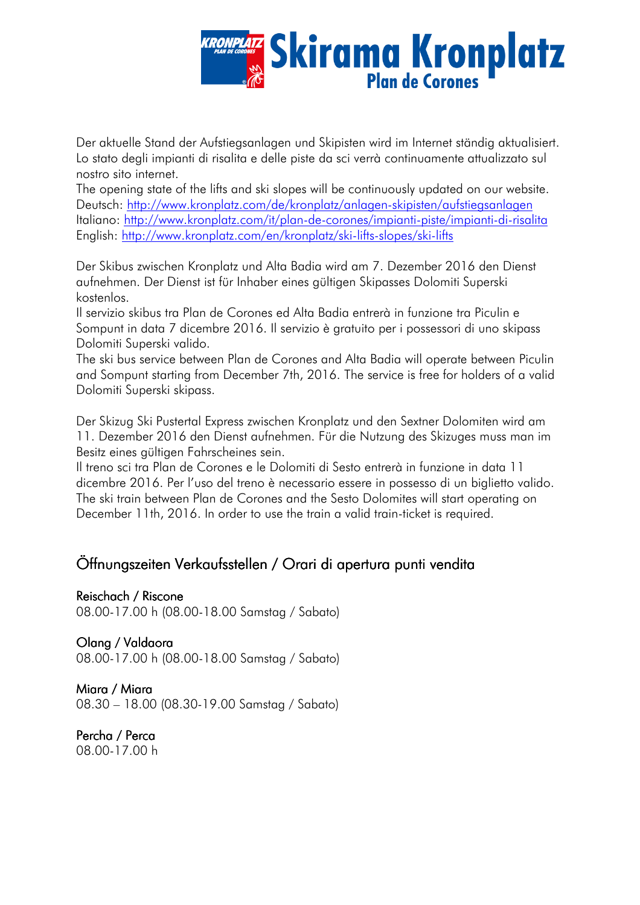Der aktuelle Stand der Aufstiegsanlagen und Skipisten wird im Internet ständig aktualisiert.
Lo stato degli impianti di risalita e delle piste da sci verrà continuamente attualizzato sul nostro sito internet.
The opening state of the lifts and ski slopes will be continuously updated on our website.
Deutsch: http://www.kronplatz.com/de/kronplatz/anlagen-skipisten/aufstiegsanlagen
Italiano: http://www.kronplatz.com/it/plan-de-corones/impianti-piste/impianti-di-risalita
English: http://www.kronplatz.com/en/kronplatz/ski-lifts-slopes/ski-lifts

Der Skibus zwischen Kronplatz und Alta Badia wird am 7. Dezember 2016 den Dienst aufnehmen. Der Dienst ist für Inhaber eines gültigen Skipasses Dolomiti Superski kostenlos.
Il servizio skibus tra Plan de Corones ed Alta Badia entrerà in funzione tra Piculin e Sompunt in data 7 dicembre 2016. Il servizio è gratuito per i possessori di uno skipass Dolomiti Superski valido.
The ski bus service between Plan de Corones and Alta Badia will operate between Piculin and Sompunt starting from December 7th, 2016. The service is free for holders of a valid Dolomiti Superski skipass.

Der Skizug Ski Pustertal Express zwischen Kronplatz und den Sextner Dolomiten wird am 11. Dezember 2016 den Dienst aufnehmen. Für die Nutzung des Skizuges muss man im Besitz eines gültigen Fahrscheines sein.
Il treno sci tra Plan de Corones e le Dolomiti di Sesto entrerà in funzione in data 11 dicembre 2016. Per l'uso del treno è necessario essere in possesso di un biglietto valido.
The ski train between Plan de Corones and the Sesto Dolomites will start operating on December 11th, 2016. In order to use the train a valid train-ticket is required.

## Öffnungszeiten Verkaufsstellen / Orari di apertura punti vendita

Reischach / Riscone
08.00-17.00 h (08.00-18.00 Samstag / Sabato)

Olang / Valdaora
08.00-17.00 h (08.00-18.00 Samstag / Sabato)

Miara / Miara
08.30 – 18.00 (08.30-19.00 Samstag / Sabato)

Percha / Perca
08.00-17.00 h